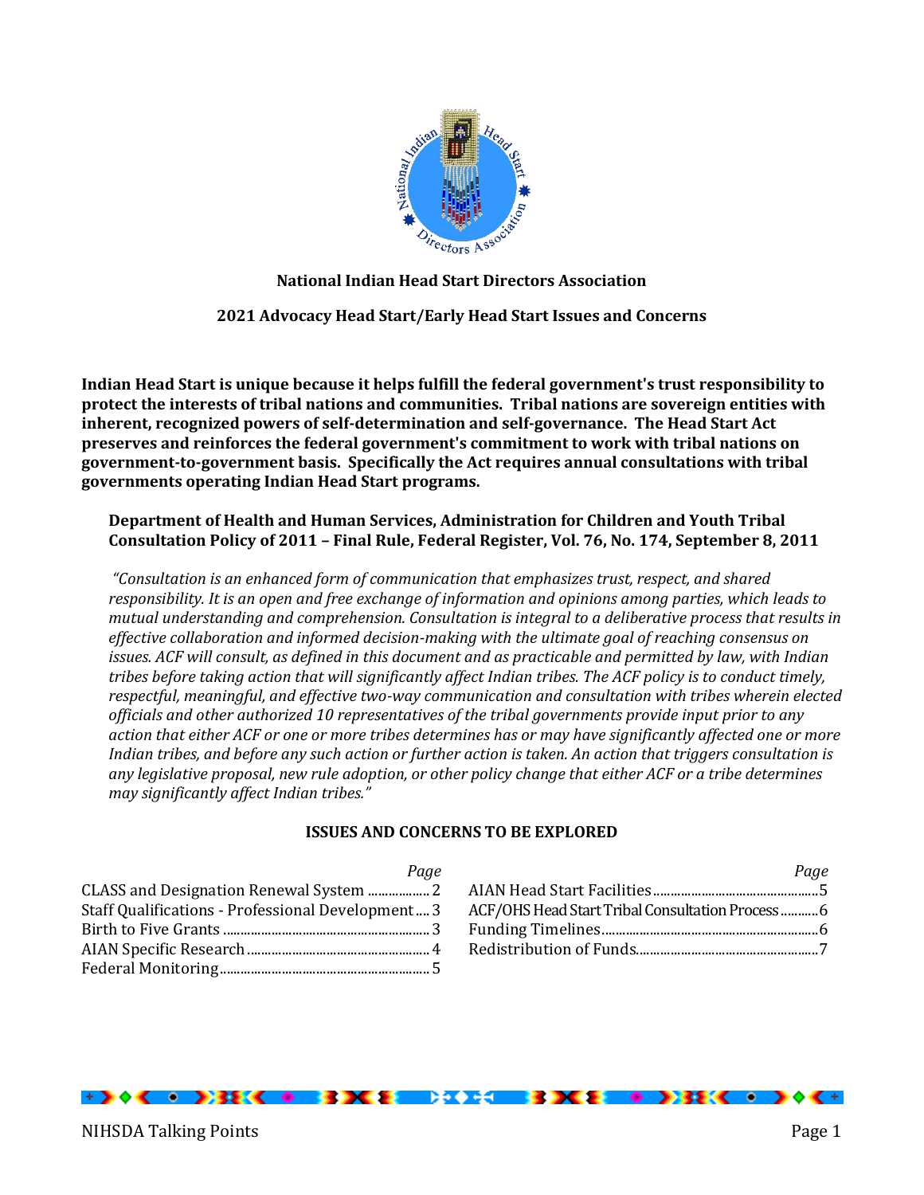## National Indian Head Start Directors Association

### 2021 Advocacy Head Start/Early Head Start Issues and Concerns

**Indian Head Start is unique because it helps fulfill the federal government's trust responsibility to protect the interests of tribal nations and communities. Tribal nations are sovereign entities with inherent, recognized powers of self-determination and self-governance. The Head Start Act preserves and reinforces the federal government's commitment to work with tribal nations on government-to-government basis. Specifically the Act requires annual consultations with tribal governments operating Indian Head Start programs.**

**Department of Health and Human Services, Administration for Children and Youth Tribal Consultation Policy of 2011 – Final Rule, Federal Register, Vol. 76, No. 174, September 8, 2011**

*"Consultation is an enhanced form of communication that emphasizes trust, respect, and shared responsibility. It is an open and free exchange of information and opinions among parties, which leads to mutual understanding and comprehension. Consultation is integral to a deliberative process that results in effective collaboration and informed decision-making with the ultimate goal of reaching consensus on issues. ACF will consult, as defined in this document and as practicable and permitted by law, with Indian tribes before taking action that will significantly affect Indian tribes. The ACF policy is to conduct timely, respectful, meaningful, and effective two-way communication and consultation with tribes wherein elected officials and other authorized 10 representatives of the tribal governments provide input prior to any action that either ACF or one or more tribes determines has or may have significantly affected one or more Indian tribes, and before any such action or further action is taken. An action that triggers consultation is any legislative proposal, new rule adoption, or other policy change that either ACF or a tribe determines may significantly affect Indian tribes."*

### ISSUES AND CONCERNS TO BE EXPLORED

| Issue | *Page* |
|---|---|
| CLASS and Designation Renewal System | 2 |
| Staff Qualifications - Professional Development | 3 |
| Birth to Five Grants | 3 |
| AIAN Specific Research | 4 |
| Federal Monitoring | 5 |
| AIAN Head Start Facilities | 5 |
| ACF/OHS Head Start Tribal Consultation Process | 6 |
| Funding Timelines | 6 |
| Redistribution of Funds | 7 |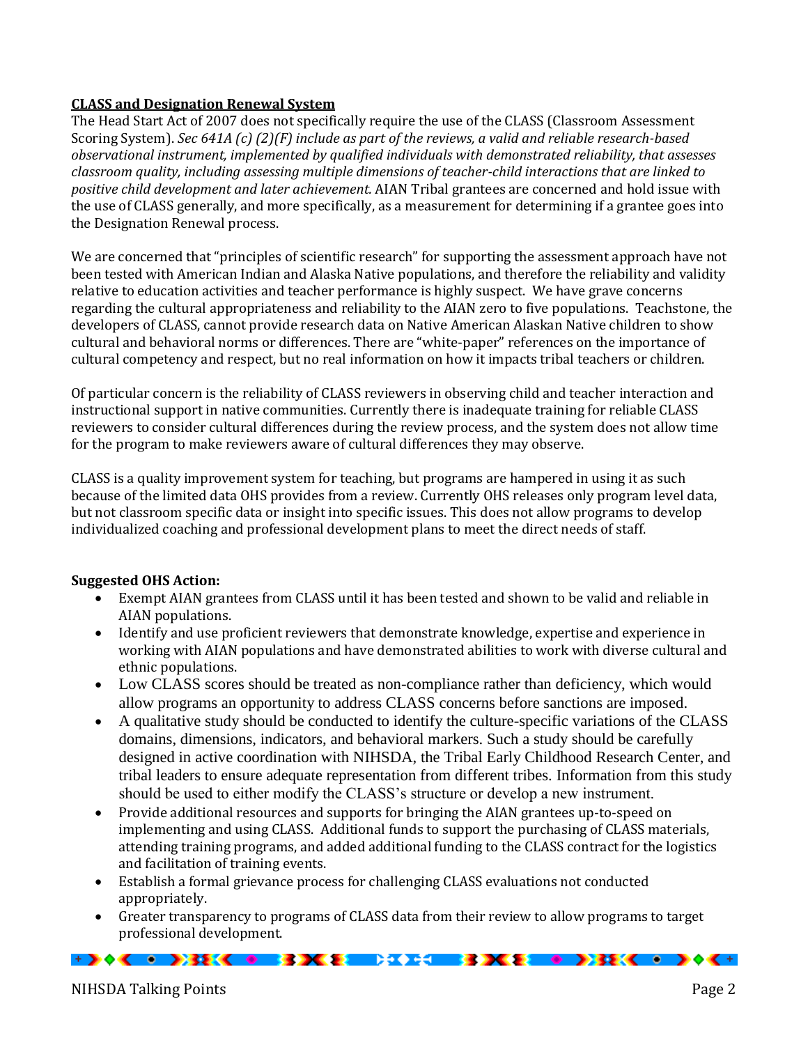**CLASS and Designation Renewal System**

The Head Start Act of 2007 does not specifically require the use of the CLASS (Classroom Assessment Scoring System). *Sec 641A (c) (2)(F) include as part of the reviews, a valid and reliable research-based observational instrument, implemented by qualified individuals with demonstrated reliability, that assesses classroom quality, including assessing multiple dimensions of teacher-child interactions that are linked to positive child development and later achievement.* AIAN Tribal grantees are concerned and hold issue with the use of CLASS generally, and more specifically, as a measurement for determining if a grantee goes into the Designation Renewal process.

We are concerned that "principles of scientific research" for supporting the assessment approach have not been tested with American Indian and Alaska Native populations, and therefore the reliability and validity relative to education activities and teacher performance is highly suspect. We have grave concerns regarding the cultural appropriateness and reliability to the AIAN zero to five populations. Teachstone, the developers of CLASS, cannot provide research data on Native American Alaskan Native children to show cultural and behavioral norms or differences. There are "white-paper" references on the importance of cultural competency and respect, but no real information on how it impacts tribal teachers or children.

Of particular concern is the reliability of CLASS reviewers in observing child and teacher interaction and instructional support in native communities. Currently there is inadequate training for reliable CLASS reviewers to consider cultural differences during the review process, and the system does not allow time for the program to make reviewers aware of cultural differences they may observe.

CLASS is a quality improvement system for teaching, but programs are hampered in using it as such because of the limited data OHS provides from a review. Currently OHS releases only program level data, but not classroom specific data or insight into specific issues. This does not allow programs to develop individualized coaching and professional development plans to meet the direct needs of staff.

**Suggested OHS Action:**

- Exempt AIAN grantees from CLASS until it has been tested and shown to be valid and reliable in AIAN populations.
- Identify and use proficient reviewers that demonstrate knowledge, expertise and experience in working with AIAN populations and have demonstrated abilities to work with diverse cultural and ethnic populations.
- Low CLASS scores should be treated as non-compliance rather than deficiency, which would allow programs an opportunity to address CLASS concerns before sanctions are imposed.
- A qualitative study should be conducted to identify the culture-specific variations of the CLASS domains, dimensions, indicators, and behavioral markers. Such a study should be carefully designed in active coordination with NIHSDA, the Tribal Early Childhood Research Center, and tribal leaders to ensure adequate representation from different tribes. Information from this study should be used to either modify the CLASS's structure or develop a new instrument.
- Provide additional resources and supports for bringing the AIAN grantees up-to-speed on implementing and using CLASS. Additional funds to support the purchasing of CLASS materials, attending training programs, and added additional funding to the CLASS contract for the logistics and facilitation of training events.
- Establish a formal grievance process for challenging CLASS evaluations not conducted appropriately.
- Greater transparency to programs of CLASS data from their review to allow programs to target professional development.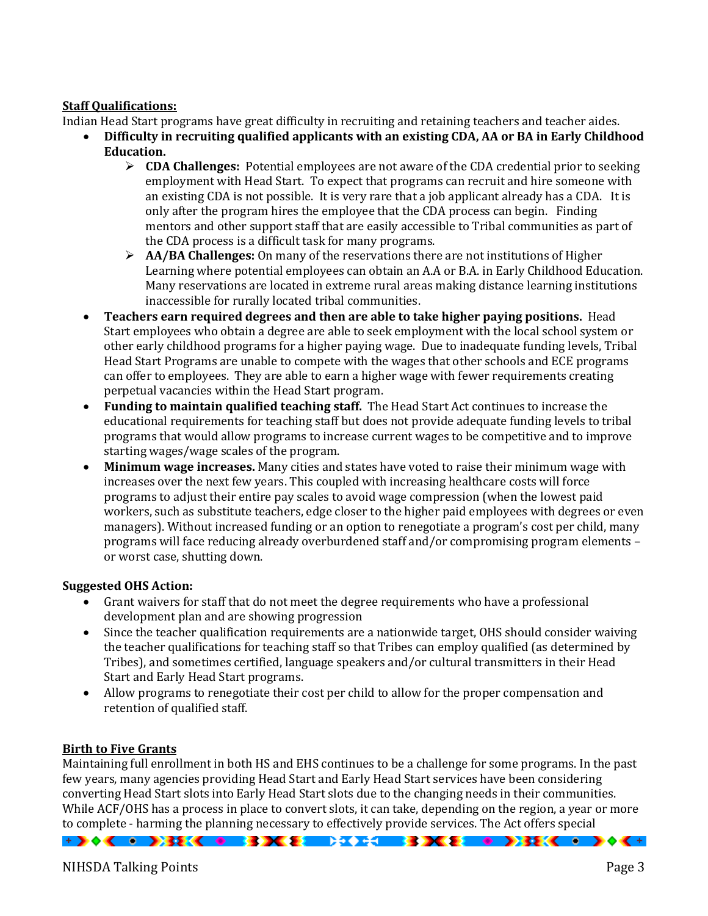**Staff Qualifications:**

Indian Head Start programs have great difficulty in recruiting and retaining teachers and teacher aides.

- **Difficulty in recruiting qualified applicants with an existing CDA, AA or BA in Early Childhood Education.**
  - **CDA Challenges:** Potential employees are not aware of the CDA credential prior to seeking employment with Head Start. To expect that programs can recruit and hire someone with an existing CDA is not possible. It is very rare that a job applicant already has a CDA. It is only after the program hires the employee that the CDA process can begin. Finding mentors and other support staff that are easily accessible to Tribal communities as part of the CDA process is a difficult task for many programs.
  - **AA/BA Challenges:** On many of the reservations there are not institutions of Higher Learning where potential employees can obtain an A.A or B.A. in Early Childhood Education. Many reservations are located in extreme rural areas making distance learning institutions inaccessible for rurally located tribal communities.
- **Teachers earn required degrees and then are able to take higher paying positions.** Head Start employees who obtain a degree are able to seek employment with the local school system or other early childhood programs for a higher paying wage. Due to inadequate funding levels, Tribal Head Start Programs are unable to compete with the wages that other schools and ECE programs can offer to employees. They are able to earn a higher wage with fewer requirements creating perpetual vacancies within the Head Start program.
- **Funding to maintain qualified teaching staff.** The Head Start Act continues to increase the educational requirements for teaching staff but does not provide adequate funding levels to tribal programs that would allow programs to increase current wages to be competitive and to improve starting wages/wage scales of the program.
- **Minimum wage increases.** Many cities and states have voted to raise their minimum wage with increases over the next few years. This coupled with increasing healthcare costs will force programs to adjust their entire pay scales to avoid wage compression (when the lowest paid workers, such as substitute teachers, edge closer to the higher paid employees with degrees or even managers). Without increased funding or an option to renegotiate a program's cost per child, many programs will face reducing already overburdened staff and/or compromising program elements – or worst case, shutting down.

**Suggested OHS Action:**

- Grant waivers for staff that do not meet the degree requirements who have a professional development plan and are showing progression
- Since the teacher qualification requirements are a nationwide target, OHS should consider waiving the teacher qualifications for teaching staff so that Tribes can employ qualified (as determined by Tribes), and sometimes certified, language speakers and/or cultural transmitters in their Head Start and Early Head Start programs.
- Allow programs to renegotiate their cost per child to allow for the proper compensation and retention of qualified staff.

**Birth to Five Grants**

Maintaining full enrollment in both HS and EHS continues to be a challenge for some programs. In the past few years, many agencies providing Head Start and Early Head Start services have been considering converting Head Start slots into Early Head Start slots due to the changing needs in their communities. While ACF/OHS has a process in place to convert slots, it can take, depending on the region, a year or more to complete - harming the planning necessary to effectively provide services. The Act offers special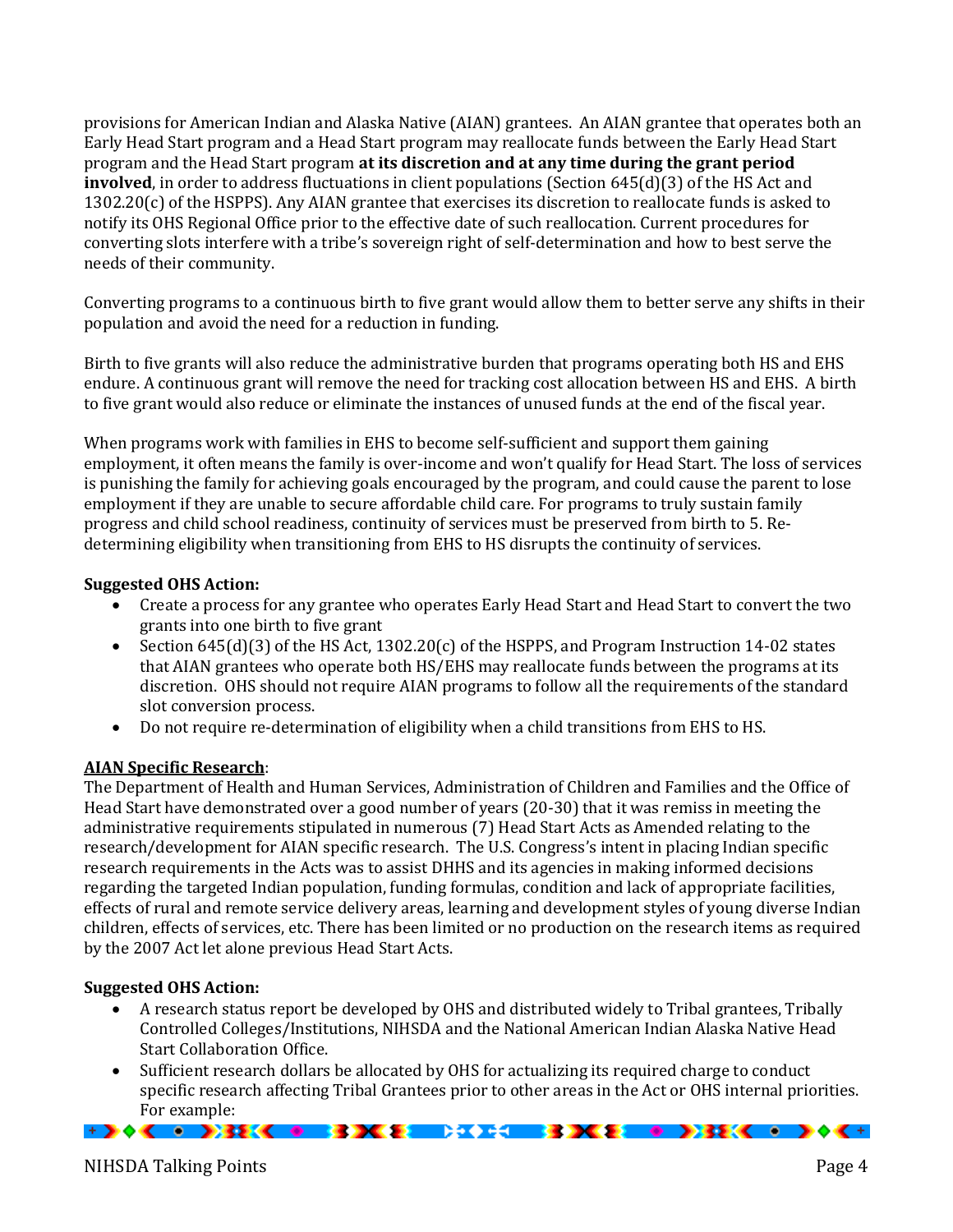provisions for American Indian and Alaska Native (AIAN) grantees. An AIAN grantee that operates both an Early Head Start program and a Head Start program may reallocate funds between the Early Head Start program and the Head Start program **at its discretion and at any time during the grant period involved**, in order to address fluctuations in client populations (Section 645(d)(3) of the HS Act and 1302.20(c) of the HSPPS). Any AIAN grantee that exercises its discretion to reallocate funds is asked to notify its OHS Regional Office prior to the effective date of such reallocation. Current procedures for converting slots interfere with a tribe's sovereign right of self-determination and how to best serve the needs of their community.

Converting programs to a continuous birth to five grant would allow them to better serve any shifts in their population and avoid the need for a reduction in funding.

Birth to five grants will also reduce the administrative burden that programs operating both HS and EHS endure. A continuous grant will remove the need for tracking cost allocation between HS and EHS. A birth to five grant would also reduce or eliminate the instances of unused funds at the end of the fiscal year.

When programs work with families in EHS to become self-sufficient and support them gaining employment, it often means the family is over-income and won't qualify for Head Start. The loss of services is punishing the family for achieving goals encouraged by the program, and could cause the parent to lose employment if they are unable to secure affordable child care. For programs to truly sustain family progress and child school readiness, continuity of services must be preserved from birth to 5. Re-determining eligibility when transitioning from EHS to HS disrupts the continuity of services.

**Suggested OHS Action:**

- Create a process for any grantee who operates Early Head Start and Head Start to convert the two grants into one birth to five grant
- Section 645(d)(3) of the HS Act, 1302.20(c) of the HSPPS, and Program Instruction 14-02 states that AIAN grantees who operate both HS/EHS may reallocate funds between the programs at its discretion. OHS should not require AIAN programs to follow all the requirements of the standard slot conversion process.
- Do not require re-determination of eligibility when a child transitions from EHS to HS.

**<u>AIAN Specific Research</u>**:
The Department of Health and Human Services, Administration of Children and Families and the Office of Head Start have demonstrated over a good number of years (20-30) that it was remiss in meeting the administrative requirements stipulated in numerous (7) Head Start Acts as Amended relating to the research/development for AIAN specific research. The U.S. Congress's intent in placing Indian specific research requirements in the Acts was to assist DHHS and its agencies in making informed decisions regarding the targeted Indian population, funding formulas, condition and lack of appropriate facilities, effects of rural and remote service delivery areas, learning and development styles of young diverse Indian children, effects of services, etc. There has been limited or no production on the research items as required by the 2007 Act let alone previous Head Start Acts.

**Suggested OHS Action:**

- A research status report be developed by OHS and distributed widely to Tribal grantees, Tribally Controlled Colleges/Institutions, NIHSDA and the National American Indian Alaska Native Head Start Collaboration Office.
- Sufficient research dollars be allocated by OHS for actualizing its required charge to conduct specific research affecting Tribal Grantees prior to other areas in the Act or OHS internal priorities. For example: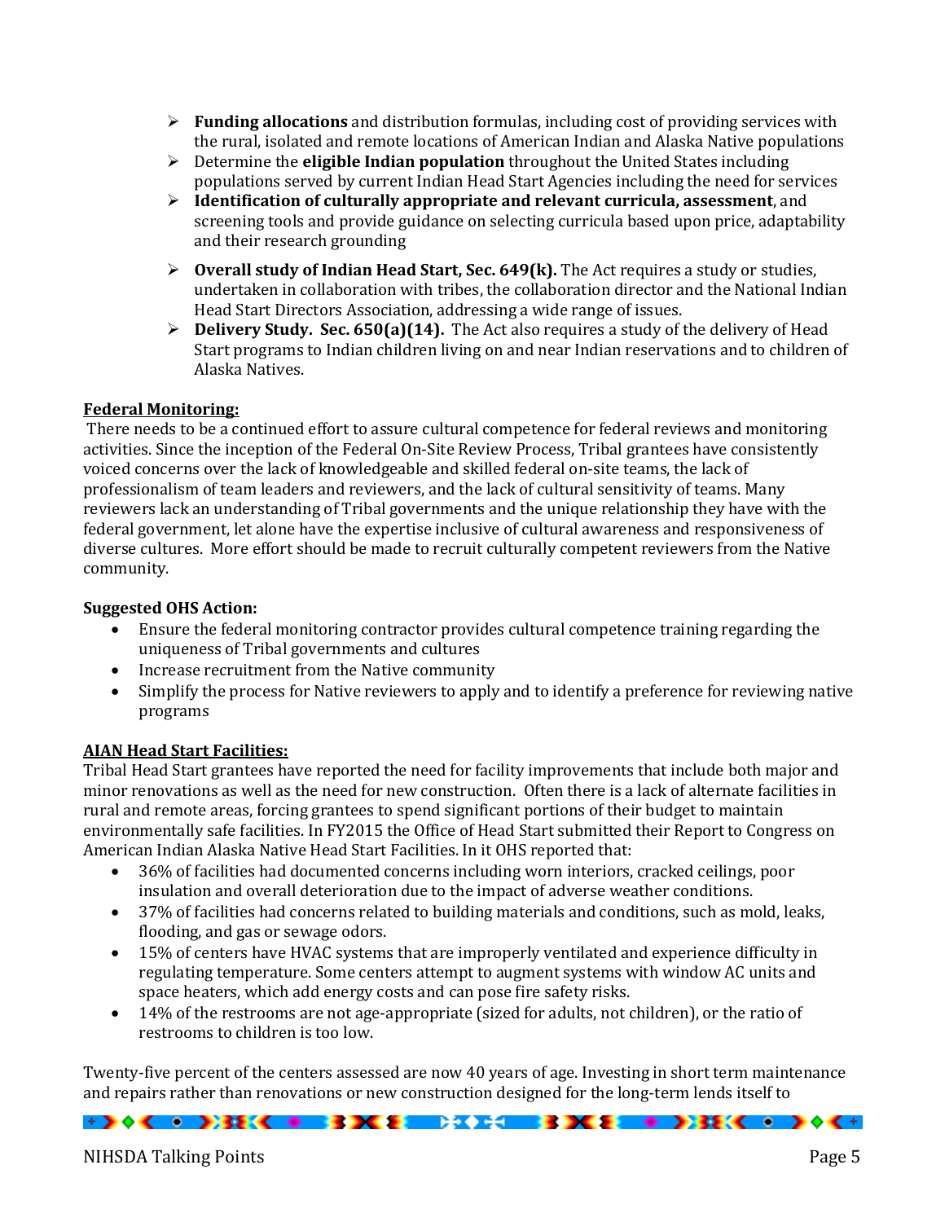- **Funding allocations** and distribution formulas, including cost of providing services with the rural, isolated and remote locations of American Indian and Alaska Native populations
- Determine the **eligible Indian population** throughout the United States including populations served by current Indian Head Start Agencies including the need for services
- **Identification of culturally appropriate and relevant curricula, assessment**, and screening tools and provide guidance on selecting curricula based upon price, adaptability and their research grounding
- **Overall study of Indian Head Start, Sec. 649(k).** The Act requires a study or studies, undertaken in collaboration with tribes, the collaboration director and the National Indian Head Start Directors Association, addressing a wide range of issues.
- **Delivery Study. Sec. 650(a)(14).** The Act also requires a study of the delivery of Head Start programs to Indian children living on and near Indian reservations and to children of Alaska Natives.

**Federal Monitoring:**

There needs to be a continued effort to assure cultural competence for federal reviews and monitoring activities. Since the inception of the Federal On-Site Review Process, Tribal grantees have consistently voiced concerns over the lack of knowledgeable and skilled federal on-site teams, the lack of professionalism of team leaders and reviewers, and the lack of cultural sensitivity of teams. Many reviewers lack an understanding of Tribal governments and the unique relationship they have with the federal government, let alone have the expertise inclusive of cultural awareness and responsiveness of diverse cultures. More effort should be made to recruit culturally competent reviewers from the Native community.

**Suggested OHS Action:**

- Ensure the federal monitoring contractor provides cultural competence training regarding the uniqueness of Tribal governments and cultures
- Increase recruitment from the Native community
- Simplify the process for Native reviewers to apply and to identify a preference for reviewing native programs

**AIAN Head Start Facilities:**

Tribal Head Start grantees have reported the need for facility improvements that include both major and minor renovations as well as the need for new construction. Often there is a lack of alternate facilities in rural and remote areas, forcing grantees to spend significant portions of their budget to maintain environmentally safe facilities. In FY2015 the Office of Head Start submitted their Report to Congress on American Indian Alaska Native Head Start Facilities. In it OHS reported that:

- 36% of facilities had documented concerns including worn interiors, cracked ceilings, poor insulation and overall deterioration due to the impact of adverse weather conditions.
- 37% of facilities had concerns related to building materials and conditions, such as mold, leaks, flooding, and gas or sewage odors.
- 15% of centers have HVAC systems that are improperly ventilated and experience difficulty in regulating temperature. Some centers attempt to augment systems with window AC units and space heaters, which add energy costs and can pose fire safety risks.
- 14% of the restrooms are not age-appropriate (sized for adults, not children), or the ratio of restrooms to children is too low.

Twenty-five percent of the centers assessed are now 40 years of age. Investing in short term maintenance and repairs rather than renovations or new construction designed for the long-term lends itself to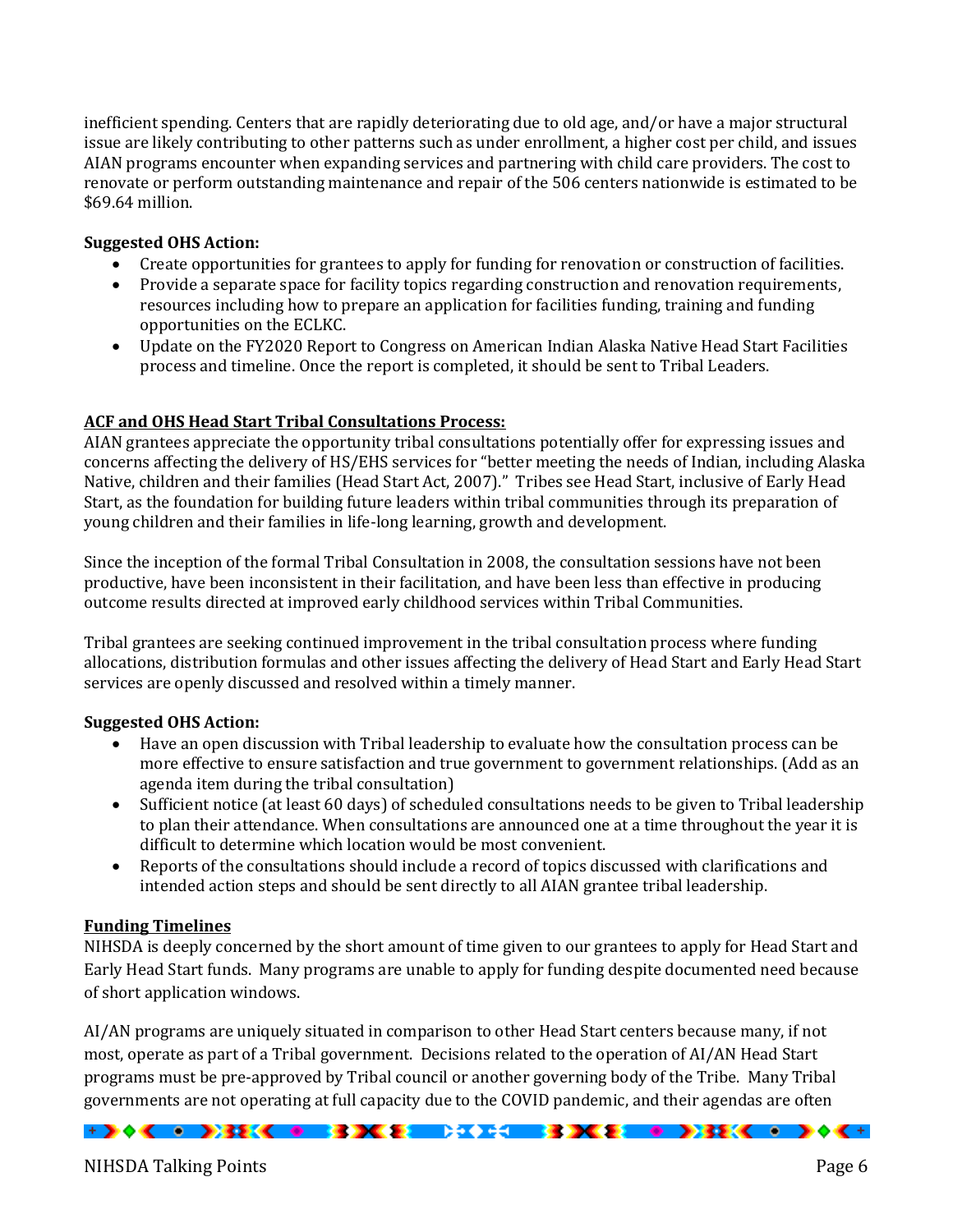inefficient spending. Centers that are rapidly deteriorating due to old age, and/or have a major structural issue are likely contributing to other patterns such as under enrollment, a higher cost per child, and issues AIAN programs encounter when expanding services and partnering with child care providers. The cost to renovate or perform outstanding maintenance and repair of the 506 centers nationwide is estimated to be $69.64 million.

**Suggested OHS Action:**

- Create opportunities for grantees to apply for funding for renovation or construction of facilities.
- Provide a separate space for facility topics regarding construction and renovation requirements, resources including how to prepare an application for facilities funding, training and funding opportunities on the ECLKC.
- Update on the FY2020 Report to Congress on American Indian Alaska Native Head Start Facilities process and timeline. Once the report is completed, it should be sent to Tribal Leaders.

**ACF and OHS Head Start Tribal Consultations Process:**

AIAN grantees appreciate the opportunity tribal consultations potentially offer for expressing issues and concerns affecting the delivery of HS/EHS services for "better meeting the needs of Indian, including Alaska Native, children and their families (Head Start Act, 2007)." Tribes see Head Start, inclusive of Early Head Start, as the foundation for building future leaders within tribal communities through its preparation of young children and their families in life-long learning, growth and development.

Since the inception of the formal Tribal Consultation in 2008, the consultation sessions have not been productive, have been inconsistent in their facilitation, and have been less than effective in producing outcome results directed at improved early childhood services within Tribal Communities.

Tribal grantees are seeking continued improvement in the tribal consultation process where funding allocations, distribution formulas and other issues affecting the delivery of Head Start and Early Head Start services are openly discussed and resolved within a timely manner.

**Suggested OHS Action:**

- Have an open discussion with Tribal leadership to evaluate how the consultation process can be more effective to ensure satisfaction and true government to government relationships. (Add as an agenda item during the tribal consultation)
- Sufficient notice (at least 60 days) of scheduled consultations needs to be given to Tribal leadership to plan their attendance. When consultations are announced one at a time throughout the year it is difficult to determine which location would be most convenient.
- Reports of the consultations should include a record of topics discussed with clarifications and intended action steps and should be sent directly to all AIAN grantee tribal leadership.

**Funding Timelines**

NIHSDA is deeply concerned by the short amount of time given to our grantees to apply for Head Start and Early Head Start funds. Many programs are unable to apply for funding despite documented need because of short application windows.

AI/AN programs are uniquely situated in comparison to other Head Start centers because many, if not most, operate as part of a Tribal government. Decisions related to the operation of AI/AN Head Start programs must be pre-approved by Tribal council or another governing body of the Tribe. Many Tribal governments are not operating at full capacity due to the COVID pandemic, and their agendas are often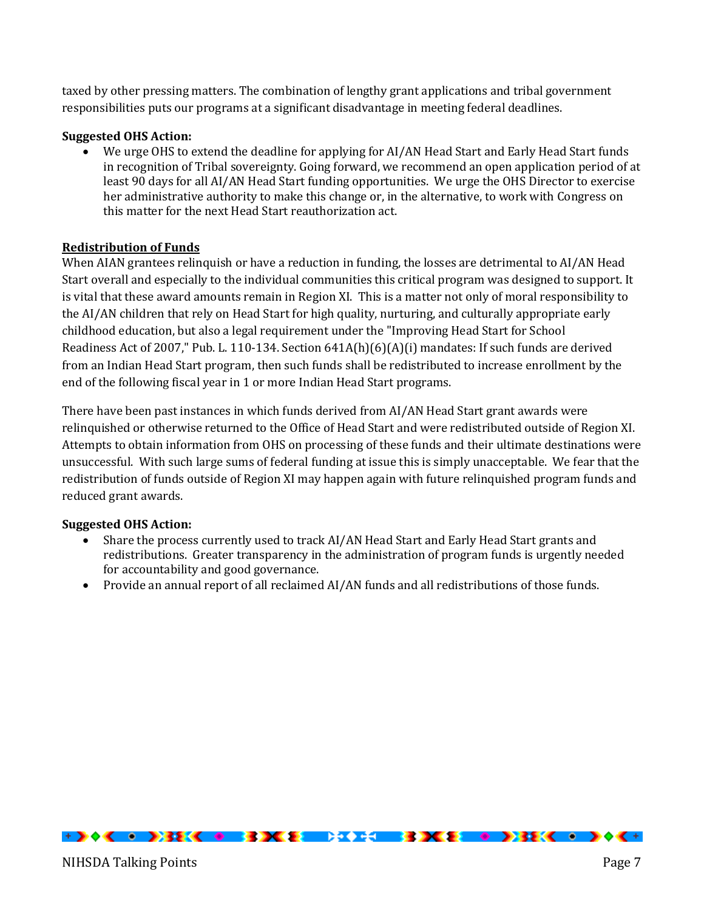taxed by other pressing matters. The combination of lengthy grant applications and tribal government responsibilities puts our programs at a significant disadvantage in meeting federal deadlines.

**Suggested OHS Action:**

- We urge OHS to extend the deadline for applying for AI/AN Head Start and Early Head Start funds in recognition of Tribal sovereignty. Going forward, we recommend an open application period of at least 90 days for all AI/AN Head Start funding opportunities. We urge the OHS Director to exercise her administrative authority to make this change or, in the alternative, to work with Congress on this matter for the next Head Start reauthorization act.

**Redistribution of Funds**

When AIAN grantees relinquish or have a reduction in funding, the losses are detrimental to AI/AN Head Start overall and especially to the individual communities this critical program was designed to support. It is vital that these award amounts remain in Region XI. This is a matter not only of moral responsibility to the AI/AN children that rely on Head Start for high quality, nurturing, and culturally appropriate early childhood education, but also a legal requirement under the "Improving Head Start for School Readiness Act of 2007," Pub. L. 110-134. Section 641A(h)(6)(A)(i) mandates: If such funds are derived from an Indian Head Start program, then such funds shall be redistributed to increase enrollment by the end of the following fiscal year in 1 or more Indian Head Start programs.

There have been past instances in which funds derived from AI/AN Head Start grant awards were relinquished or otherwise returned to the Office of Head Start and were redistributed outside of Region XI. Attempts to obtain information from OHS on processing of these funds and their ultimate destinations were unsuccessful. With such large sums of federal funding at issue this is simply unacceptable. We fear that the redistribution of funds outside of Region XI may happen again with future relinquished program funds and reduced grant awards.

**Suggested OHS Action:**

- Share the process currently used to track AI/AN Head Start and Early Head Start grants and redistributions. Greater transparency in the administration of program funds is urgently needed for accountability and good governance.
- Provide an annual report of all reclaimed AI/AN funds and all redistributions of those funds.